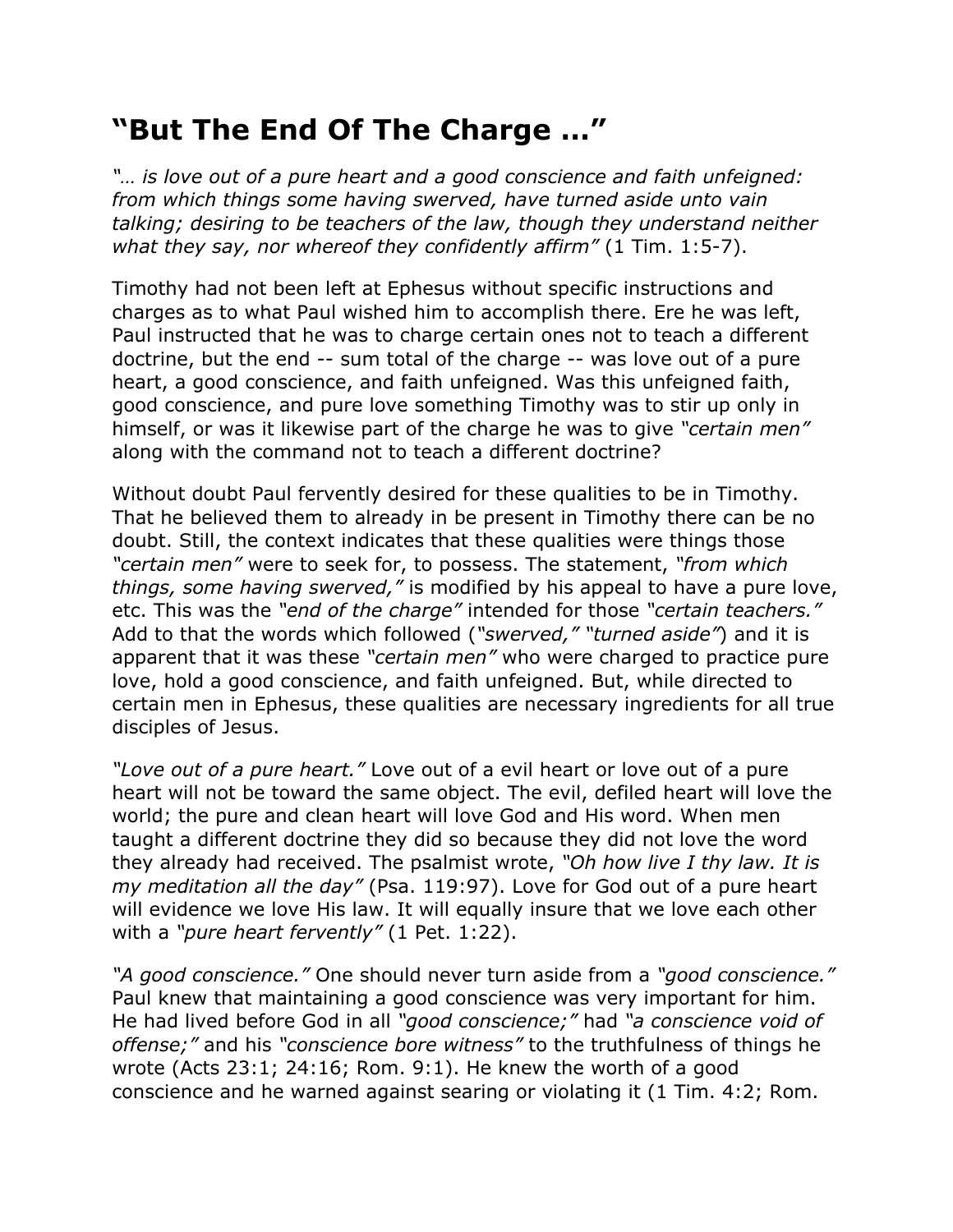# "But The End Of The Charge …"

*"… is love out of a pure heart and a good conscience and faith unfeigned: from which things some having swerved, have turned aside unto vain talking; desiring to be teachers of the law, though they understand neither what they say, nor whereof they confidently affirm"* (1 Tim. 1:5-7).

Timothy had not been left at Ephesus without specific instructions and charges as to what Paul wished him to accomplish there. Ere he was left, Paul instructed that he was to charge certain ones not to teach a different doctrine, but the end -- sum total of the charge -- was love out of a pure heart, a good conscience, and faith unfeigned. Was this unfeigned faith, good conscience, and pure love something Timothy was to stir up only in himself, or was it likewise part of the charge he was to give *"certain men"* along with the command not to teach a different doctrine?

Without doubt Paul fervently desired for these qualities to be in Timothy. That he believed them to already in be present in Timothy there can be no doubt. Still, the context indicates that these qualities were things those *"certain men"* were to seek for, to possess. The statement, *"from which things, some having swerved,"* is modified by his appeal to have a pure love, etc. This was the *"end of the charge"* intended for those *"certain teachers."* Add to that the words which followed (*"swerved," "turned aside"*) and it is apparent that it was these *"certain men"* who were charged to practice pure love, hold a good conscience, and faith unfeigned. But, while directed to certain men in Ephesus, these qualities are necessary ingredients for all true disciples of Jesus.

*"Love out of a pure heart."* Love out of a evil heart or love out of a pure heart will not be toward the same object. The evil, defiled heart will love the world; the pure and clean heart will love God and His word. When men taught a different doctrine they did so because they did not love the word they already had received. The psalmist wrote, *"Oh how live I thy law. It is my meditation all the day"* (Psa. 119:97). Love for God out of a pure heart will evidence we love His law. It will equally insure that we love each other with a *"pure heart fervently"* (1 Pet. 1:22).

*"A good conscience."* One should never turn aside from a *"good conscience."* Paul knew that maintaining a good conscience was very important for him. He had lived before God in all *"good conscience;"* had *"a conscience void of offense;"* and his *"conscience bore witness"* to the truthfulness of things he wrote (Acts 23:1; 24:16; Rom. 9:1). He knew the worth of a good conscience and he warned against searing or violating it (1 Tim. 4:2; Rom.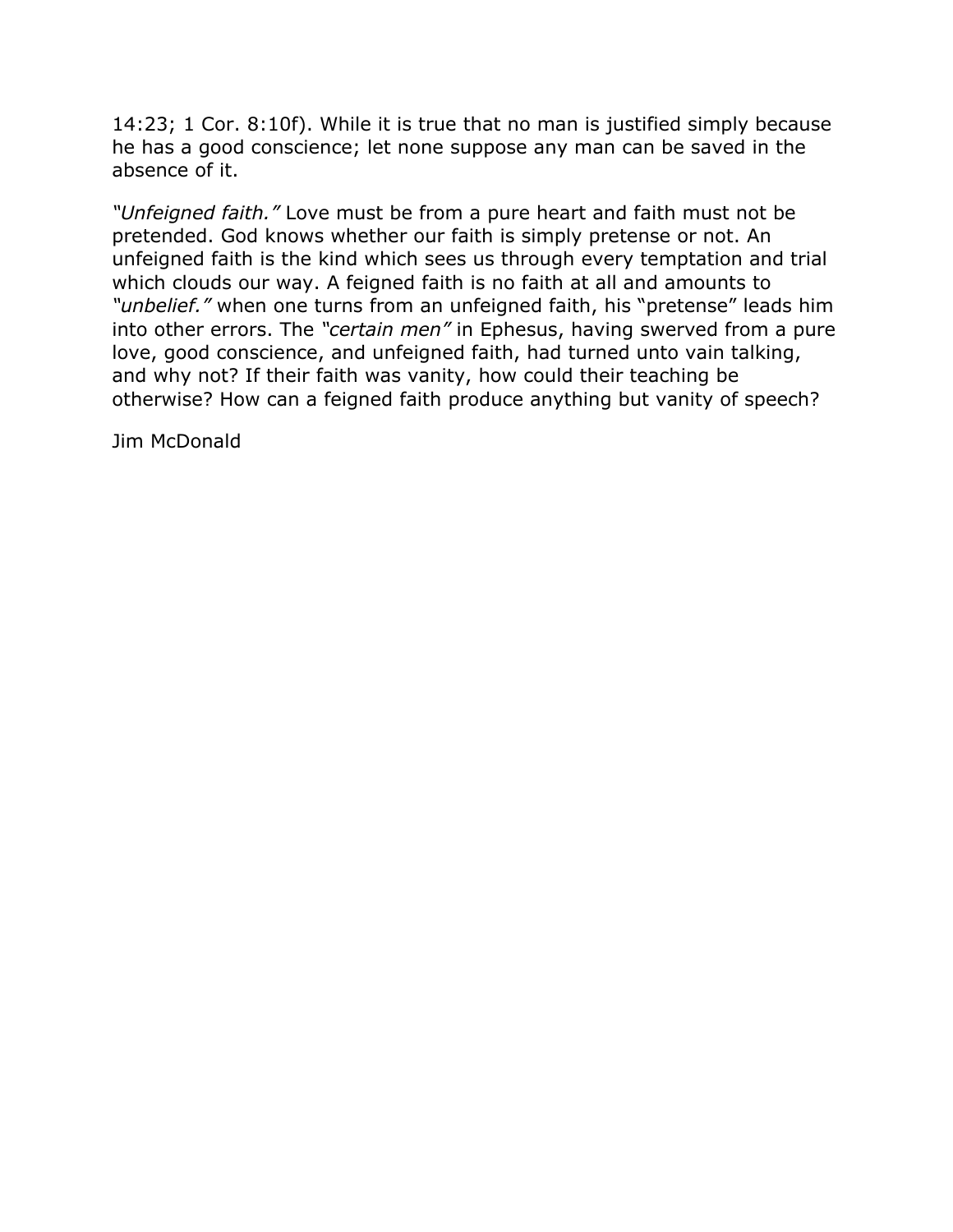14:23; 1 Cor. 8:10f). While it is true that no man is justified simply because he has a good conscience; let none suppose any man can be saved in the absence of it.

*"Unfeigned faith."* Love must be from a pure heart and faith must not be pretended. God knows whether our faith is simply pretense or not. An unfeigned faith is the kind which sees us through every temptation and trial which clouds our way. A feigned faith is no faith at all and amounts to *"unbelief."* when one turns from an unfeigned faith, his "pretense" leads him into other errors. The *"certain men"* in Ephesus, having swerved from a pure love, good conscience, and unfeigned faith, had turned unto vain talking, and why not? If their faith was vanity, how could their teaching be otherwise? How can a feigned faith produce anything but vanity of speech?

Jim McDonald